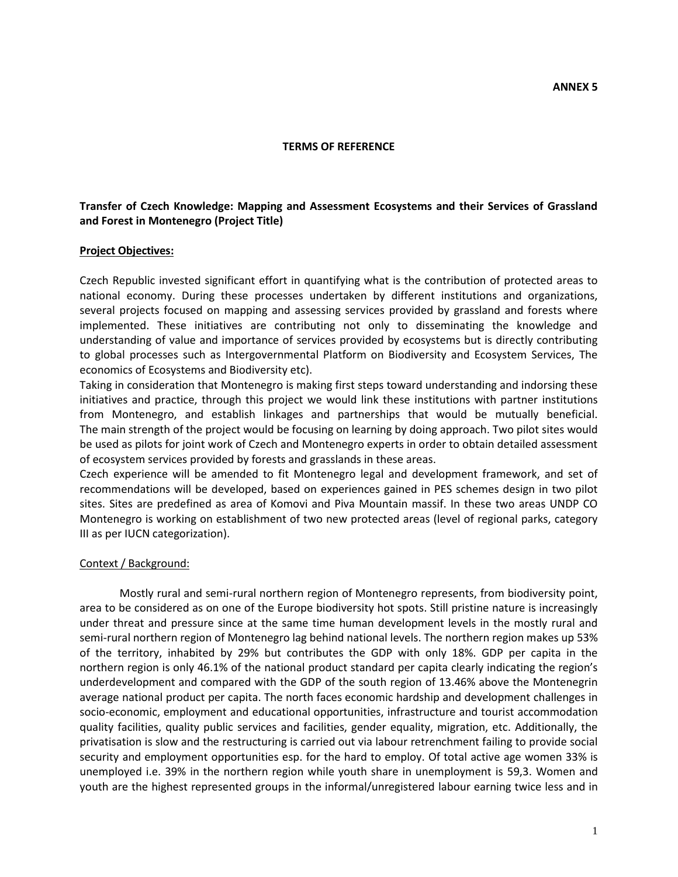**ANNEX 5**

**TERMS OF REFERENCE**

**Transfer of Czech Knowledge: Mapping and Assessment Ecosystems and their Services of Grassland and Forest in Montenegro (Project Title)**

**Project Objectives:**

Czech Republic invested significant effort in quantifying what is the contribution of protected areas to national economy. During these processes undertaken by different institutions and organizations, several projects focused on mapping and assessing services provided by grassland and forests where implemented. These initiatives are contributing not only to disseminating the knowledge and understanding of value and importance of services provided by ecosystems but is directly contributing to global processes such as Intergovernmental Platform on Biodiversity and Ecosystem Services, The economics of Ecosystems and Biodiversity etc).

Taking in consideration that Montenegro is making first steps toward understanding and indorsing these initiatives and practice, through this project we would link these institutions with partner institutions from Montenegro, and establish linkages and partnerships that would be mutually beneficial. The main strength of the project would be focusing on learning by doing approach. Two pilot sites would be used as pilots for joint work of Czech and Montenegro experts in order to obtain detailed assessment of ecosystem services provided by forests and grasslands in these areas.

Czech experience will be amended to fit Montenegro legal and development framework, and set of recommendations will be developed, based on experiences gained in PES schemes design in two pilot sites. Sites are predefined as area of Komovi and Piva Mountain massif. In these two areas UNDP CO Montenegro is working on establishment of two new protected areas (level of regional parks, category III as per IUCN categorization).

Context / Background:

Mostly rural and semi-rural northern region of Montenegro represents, from biodiversity point, area to be considered as on one of the Europe biodiversity hot spots. Still pristine nature is increasingly under threat and pressure since at the same time human development levels in the mostly rural and semi-rural northern region of Montenegro lag behind national levels. The northern region makes up 53% of the territory, inhabited by 29% but contributes the GDP with only 18%. GDP per capita in the northern region is only 46.1% of the national product standard per capita clearly indicating the region's underdevelopment and compared with the GDP of the south region of 13.46% above the Montenegrin average national product per capita. The north faces economic hardship and development challenges in socio-economic, employment and educational opportunities, infrastructure and tourist accommodation quality facilities, quality public services and facilities, gender equality, migration, etc. Additionally, the privatisation is slow and the restructuring is carried out via labour retrenchment failing to provide social security and employment opportunities esp. for the hard to employ. Of total active age women 33% is unemployed i.e. 39% in the northern region while youth share in unemployment is 59,3. Women and youth are the highest represented groups in the informal/unregistered labour earning twice less and in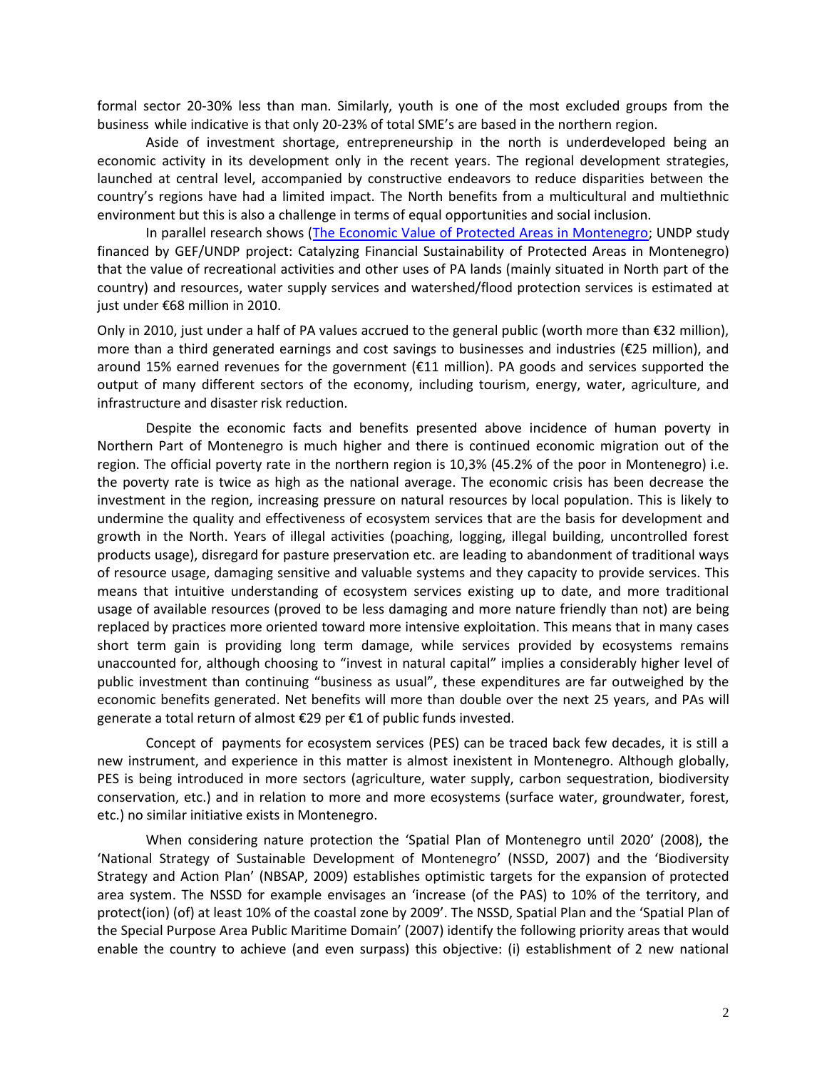formal sector 20-30% less than man. Similarly, youth is one of the most excluded groups from the business while indicative is that only 20-23% of total SME's are based in the northern region.

Aside of investment shortage, entrepreneurship in the north is underdeveloped being an economic activity in its development only in the recent years. The regional development strategies, launched at central level, accompanied by constructive endeavors to reduce disparities between the country's regions have had a limited impact. The North benefits from a multicultural and multiethnic environment but this is also a challenge in terms of equal opportunities and social inclusion.

In parallel research shows ([The Economic Value of Protected Areas in Montenegro](); UNDP study financed by GEF/UNDP project: Catalyzing Financial Sustainability of Protected Areas in Montenegro) that the value of recreational activities and other uses of PA lands (mainly situated in North part of the country) and resources, water supply services and watershed/flood protection services is estimated at just under €68 million in 2010.

Only in 2010, just under a half of PA values accrued to the general public (worth more than €32 million), more than a third generated earnings and cost savings to businesses and industries (€25 million), and around 15% earned revenues for the government (€11 million). PA goods and services supported the output of many different sectors of the economy, including tourism, energy, water, agriculture, and infrastructure and disaster risk reduction.

Despite the economic facts and benefits presented above incidence of human poverty in Northern Part of Montenegro is much higher and there is continued economic migration out of the region. The official poverty rate in the northern region is 10,3% (45.2% of the poor in Montenegro) i.e. the poverty rate is twice as high as the national average. The economic crisis has been decrease the investment in the region, increasing pressure on natural resources by local population. This is likely to undermine the quality and effectiveness of ecosystem services that are the basis for development and growth in the North. Years of illegal activities (poaching, logging, illegal building, uncontrolled forest products usage), disregard for pasture preservation etc. are leading to abandonment of traditional ways of resource usage, damaging sensitive and valuable systems and they capacity to provide services. This means that intuitive understanding of ecosystem services existing up to date, and more traditional usage of available resources (proved to be less damaging and more nature friendly than not) are being replaced by practices more oriented toward more intensive exploitation. This means that in many cases short term gain is providing long term damage, while services provided by ecosystems remains unaccounted for, although choosing to "invest in natural capital" implies a considerably higher level of public investment than continuing "business as usual", these expenditures are far outweighed by the economic benefits generated. Net benefits will more than double over the next 25 years, and PAs will generate a total return of almost €29 per €1 of public funds invested.

Concept of payments for ecosystem services (PES) can be traced back few decades, it is still a new instrument, and experience in this matter is almost inexistent in Montenegro. Although globally, PES is being introduced in more sectors (agriculture, water supply, carbon sequestration, biodiversity conservation, etc.) and in relation to more and more ecosystems (surface water, groundwater, forest, etc.) no similar initiative exists in Montenegro.

When considering nature protection the 'Spatial Plan of Montenegro until 2020' (2008), the 'National Strategy of Sustainable Development of Montenegro' (NSSD, 2007) and the 'Biodiversity Strategy and Action Plan' (NBSAP, 2009) establishes optimistic targets for the expansion of protected area system. The NSSD for example envisages an 'increase (of the PAS) to 10% of the territory, and protect(ion) (of) at least 10% of the coastal zone by 2009'. The NSSD, Spatial Plan and the 'Spatial Plan of the Special Purpose Area Public Maritime Domain' (2007) identify the following priority areas that would enable the country to achieve (and even surpass) this objective: (i) establishment of 2 new national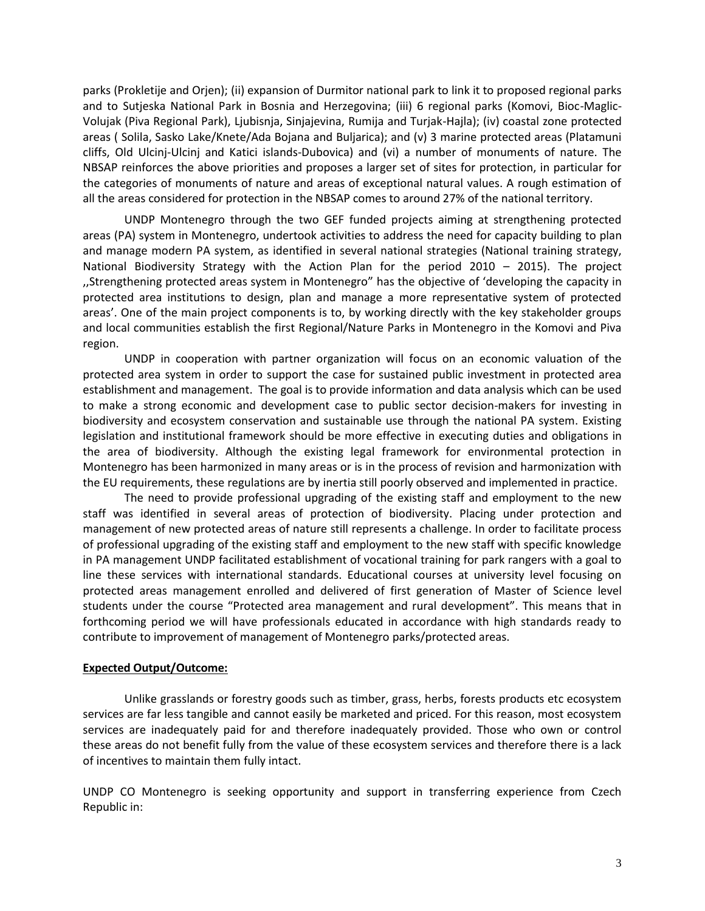parks (Prokletije and Orjen); (ii) expansion of Durmitor national park to link it to proposed regional parks and to Sutjeska National Park in Bosnia and Herzegovina; (iii) 6 regional parks (Komovi, Bioc-Maglic-Volujak (Piva Regional Park), Ljubisnja, Sinjajevina, Rumija and Turjak-Hajla); (iv) coastal zone protected areas ( Solila, Sasko Lake/Knete/Ada Bojana and Buljarica); and (v) 3 marine protected areas (Platamuni cliffs, Old Ulcinj-Ulcinj and Katici islands-Dubovica) and (vi) a number of monuments of nature. The NBSAP reinforces the above priorities and proposes a larger set of sites for protection, in particular for the categories of monuments of nature and areas of exceptional natural values. A rough estimation of all the areas considered for protection in the NBSAP comes to around 27% of the national territory.

UNDP Montenegro through the two GEF funded projects aiming at strengthening protected areas (PA) system in Montenegro, undertook activities to address the need for capacity building to plan and manage modern PA system, as identified in several national strategies (National training strategy, National Biodiversity Strategy with the Action Plan for the period 2010 – 2015). The project ,,Strengthening protected areas system in Montenegro" has the objective of 'developing the capacity in protected area institutions to design, plan and manage a more representative system of protected areas'. One of the main project components is to, by working directly with the key stakeholder groups and local communities establish the first Regional/Nature Parks in Montenegro in the Komovi and Piva region.

UNDP in cooperation with partner organization will focus on an economic valuation of the protected area system in order to support the case for sustained public investment in protected area establishment and management. The goal is to provide information and data analysis which can be used to make a strong economic and development case to public sector decision-makers for investing in biodiversity and ecosystem conservation and sustainable use through the national PA system. Existing legislation and institutional framework should be more effective in executing duties and obligations in the area of biodiversity. Although the existing legal framework for environmental protection in Montenegro has been harmonized in many areas or is in the process of revision and harmonization with the EU requirements, these regulations are by inertia still poorly observed and implemented in practice.

The need to provide professional upgrading of the existing staff and employment to the new staff was identified in several areas of protection of biodiversity. Placing under protection and management of new protected areas of nature still represents a challenge. In order to facilitate process of professional upgrading of the existing staff and employment to the new staff with specific knowledge in PA management UNDP facilitated establishment of vocational training for park rangers with a goal to line these services with international standards. Educational courses at university level focusing on protected areas management enrolled and delivered of first generation of Master of Science level students under the course "Protected area management and rural development". This means that in forthcoming period we will have professionals educated in accordance with high standards ready to contribute to improvement of management of Montenegro parks/protected areas.

**Expected Output/Outcome:**

Unlike grasslands or forestry goods such as timber, grass, herbs, forests products etc ecosystem services are far less tangible and cannot easily be marketed and priced. For this reason, most ecosystem services are inadequately paid for and therefore inadequately provided. Those who own or control these areas do not benefit fully from the value of these ecosystem services and therefore there is a lack of incentives to maintain them fully intact.

UNDP CO Montenegro is seeking opportunity and support in transferring experience from Czech Republic in: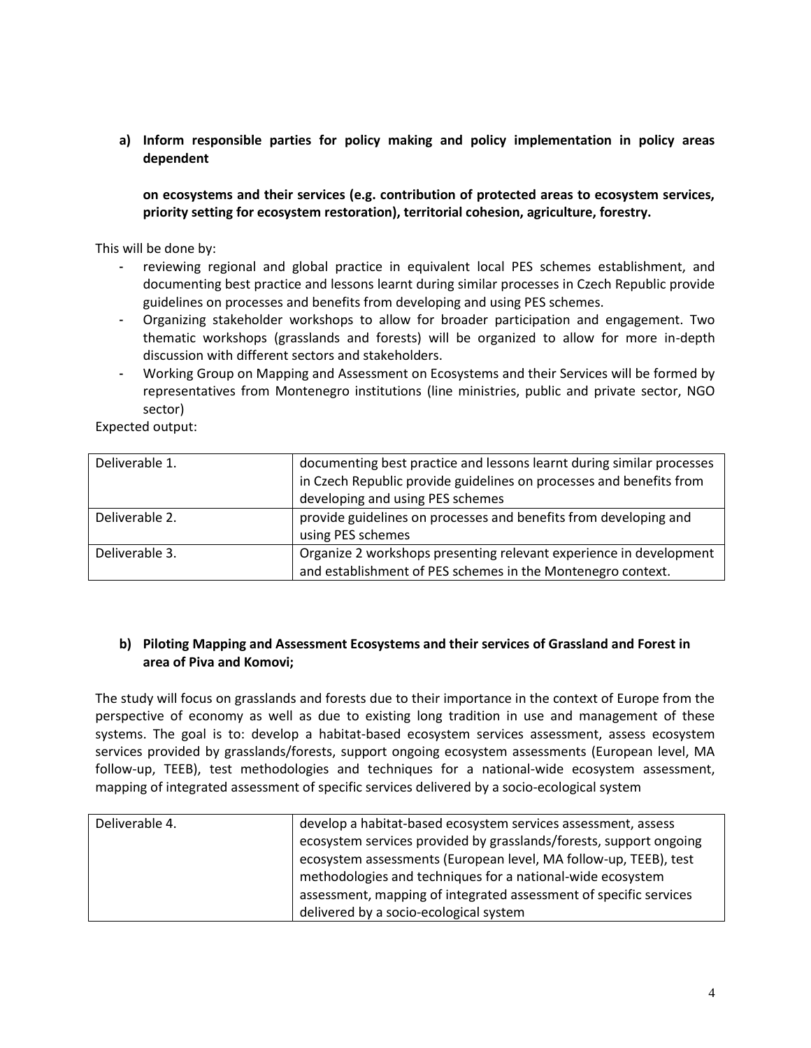**a) Inform responsible parties for policy making and policy implementation in policy areas dependent**

**on ecosystems and their services (e.g. contribution of protected areas to ecosystem services, priority setting for ecosystem restoration), territorial cohesion, agriculture, forestry.**

This will be done by:

- reviewing regional and global practice in equivalent local PES schemes establishment, and documenting best practice and lessons learnt during similar processes in Czech Republic provide guidelines on processes and benefits from developing and using PES schemes.
- Organizing stakeholder workshops to allow for broader participation and engagement. Two thematic workshops (grasslands and forests) will be organized to allow for more in-depth discussion with different sectors and stakeholders.
- Working Group on Mapping and Assessment on Ecosystems and their Services will be formed by representatives from Montenegro institutions (line ministries, public and private sector, NGO sector)

Expected output:

| | |
|---|---|
| Deliverable 1. | documenting best practice and lessons learnt during similar processes in Czech Republic provide guidelines on processes and benefits from developing and using PES schemes |
| Deliverable 2. | provide guidelines on processes and benefits from developing and using PES schemes |
| Deliverable 3. | Organize 2 workshops presenting relevant experience in development and establishment of PES schemes in the Montenegro context. |

**b) Piloting Mapping and Assessment Ecosystems and their services of Grassland and Forest in area of Piva and Komovi;**

The study will focus on grasslands and forests due to their importance in the context of Europe from the perspective of economy as well as due to existing long tradition in use and management of these systems. The goal is to: develop a habitat-based ecosystem services assessment, assess ecosystem services provided by grasslands/forests, support ongoing ecosystem assessments (European level, MA follow-up, TEEB), test methodologies and techniques for a national-wide ecosystem assessment, mapping of integrated assessment of specific services delivered by a socio-ecological system

| | |
|---|---|
| Deliverable 4. | develop a habitat-based ecosystem services assessment, assess ecosystem services provided by grasslands/forests, support ongoing ecosystem assessments (European level, MA follow-up, TEEB), test methodologies and techniques for a national-wide ecosystem assessment, mapping of integrated assessment of specific services delivered by a socio-ecological system |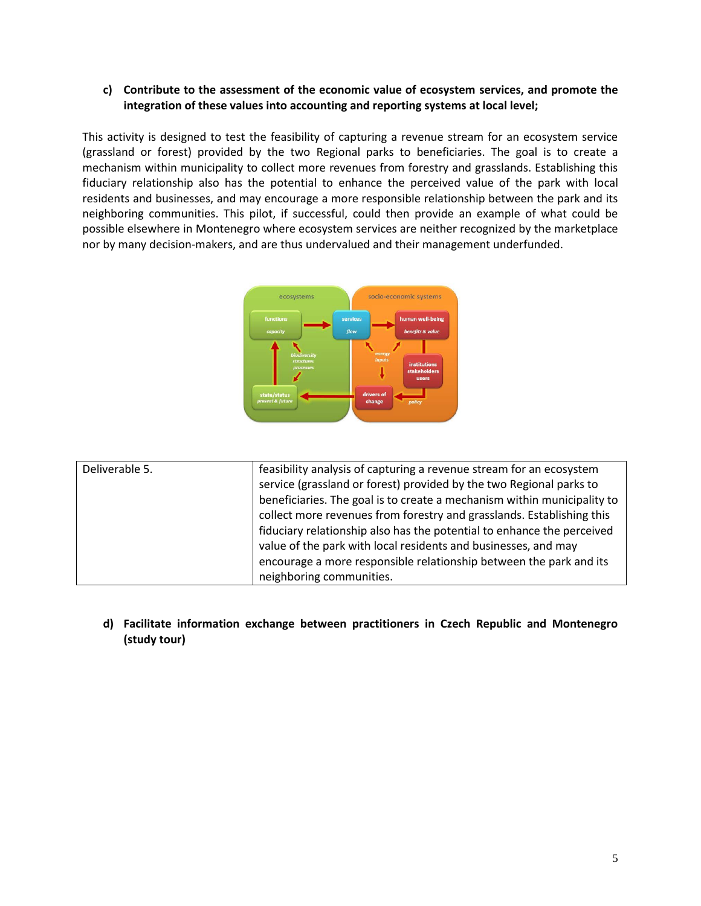**c) Contribute to the assessment of the economic value of ecosystem services, and promote the integration of these values into accounting and reporting systems at local level;**

This activity is designed to test the feasibility of capturing a revenue stream for an ecosystem service (grassland or forest) provided by the two Regional parks to beneficiaries. The goal is to create a mechanism within municipality to collect more revenues from forestry and grasslands. Establishing this fiduciary relationship also has the potential to enhance the perceived value of the park with local residents and businesses, and may encourage a more responsible relationship between the park and its neighboring communities. This pilot, if successful, could then provide an example of what could be possible elsewhere in Montenegro where ecosystem services are neither recognized by the marketplace nor by many decision-makers, and are thus undervalued and their management underfunded.

| Deliverable 5. | feasibility analysis of capturing a revenue stream for an ecosystem service (grassland or forest) provided by the two Regional parks to beneficiaries. The goal is to create a mechanism within municipality to collect more revenues from forestry and grasslands. Establishing this fiduciary relationship also has the potential to enhance the perceived value of the park with local residents and businesses, and may encourage a more responsible relationship between the park and its neighboring communities. |
|---|---|

**d) Facilitate information exchange between practitioners in Czech Republic and Montenegro (study tour)**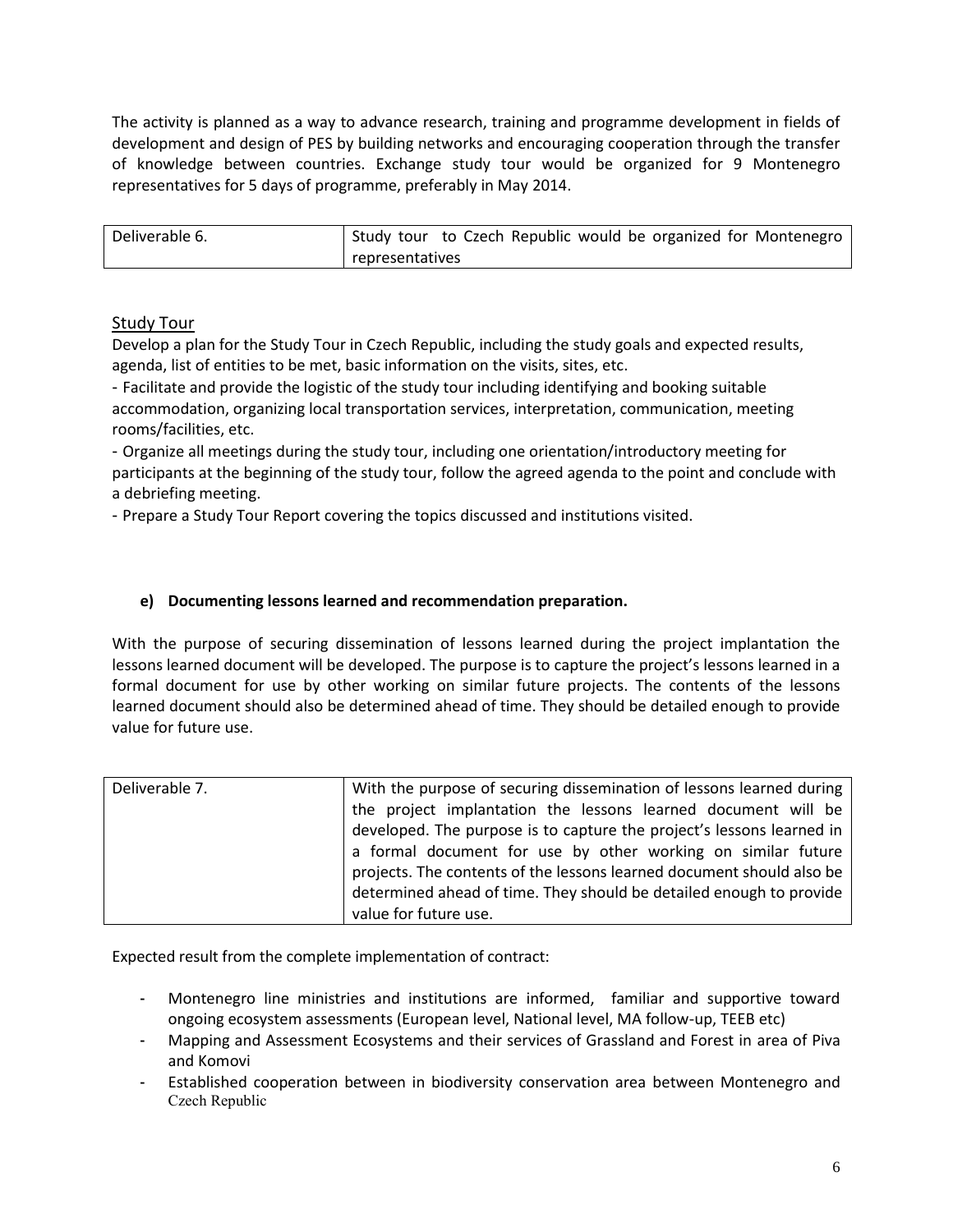The activity is planned as a way to advance research, training and programme development in fields of development and design of PES by building networks and encouraging cooperation through the transfer of knowledge between countries. Exchange study tour would be organized for 9 Montenegro representatives for 5 days of programme, preferably in May 2014.

| Deliverable 6. | Study tour to Czech Republic would be organized for Montenegro representatives |
|---|---|

Study Tour

Develop a plan for the Study Tour in Czech Republic, including the study goals and expected results, agenda, list of entities to be met, basic information on the visits, sites, etc.

- Facilitate and provide the logistic of the study tour including identifying and booking suitable accommodation, organizing local transportation services, interpretation, communication, meeting rooms/facilities, etc.
- Organize all meetings during the study tour, including one orientation/introductory meeting for participants at the beginning of the study tour, follow the agreed agenda to the point and conclude with a debriefing meeting.
- Prepare a Study Tour Report covering the topics discussed and institutions visited.

**e) Documenting lessons learned and recommendation preparation.**

With the purpose of securing dissemination of lessons learned during the project implantation the lessons learned document will be developed. The purpose is to capture the project's lessons learned in a formal document for use by other working on similar future projects. The contents of the lessons learned document should also be determined ahead of time. They should be detailed enough to provide value for future use.

| Deliverable 7. | With the purpose of securing dissemination of lessons learned during the project implantation the lessons learned document will be developed. The purpose is to capture the project's lessons learned in a formal document for use by other working on similar future projects. The contents of the lessons learned document should also be determined ahead of time. They should be detailed enough to provide value for future use. |
|---|---|

Expected result from the complete implementation of contract:

- Montenegro line ministries and institutions are informed, familiar and supportive toward ongoing ecosystem assessments (European level, National level, MA follow-up, TEEB etc)
- Mapping and Assessment Ecosystems and their services of Grassland and Forest in area of Piva and Komovi
- Established cooperation between in biodiversity conservation area between Montenegro and Czech Republic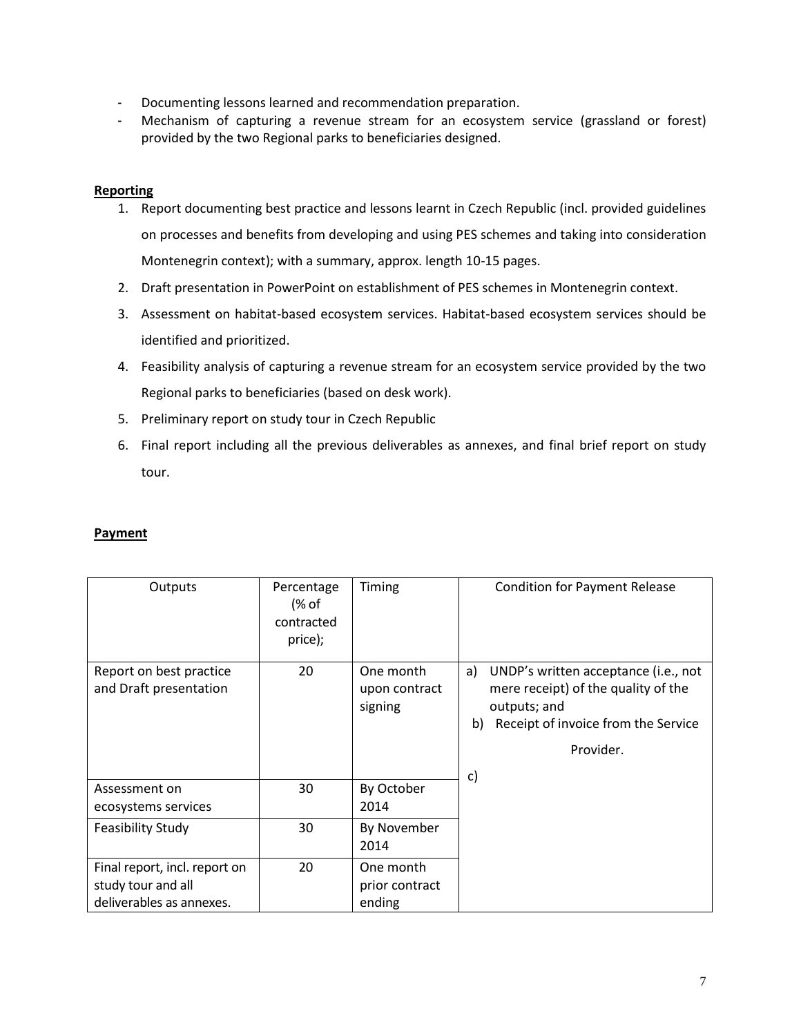- Documenting lessons learned and recommendation preparation.
- Mechanism of capturing a revenue stream for an ecosystem service (grassland or forest) provided by the two Regional parks to beneficiaries designed.

**Reporting**

1. Report documenting best practice and lessons learnt in Czech Republic (incl. provided guidelines on processes and benefits from developing and using PES schemes and taking into consideration Montenegrin context); with a summary, approx. length 10-15 pages.
2. Draft presentation in PowerPoint on establishment of PES schemes in Montenegrin context.
3. Assessment on habitat-based ecosystem services. Habitat-based ecosystem services should be identified and prioritized.
4. Feasibility analysis of capturing a revenue stream for an ecosystem service provided by the two Regional parks to beneficiaries (based on desk work).
5. Preliminary report on study tour in Czech Republic
6. Final report including all the previous deliverables as annexes, and final brief report on study tour.

**Payment**

| Outputs | Percentage (% of contracted price); | Timing | Condition for Payment Release |
|---|---|---|---|
| Report on best practice and Draft presentation | 20 | One month upon contract signing | a) UNDP's written acceptance (i.e., not mere receipt) of the quality of the outputs; and<br>b) Receipt of invoice from the Service Provider.<br>c) |
| Assessment on ecosystems services | 30 | By October 2014 | |
| Feasibility Study | 30 | By November 2014 | |
| Final report, incl. report on study tour and all deliverables as annexes. | 20 | One month prior contract ending | |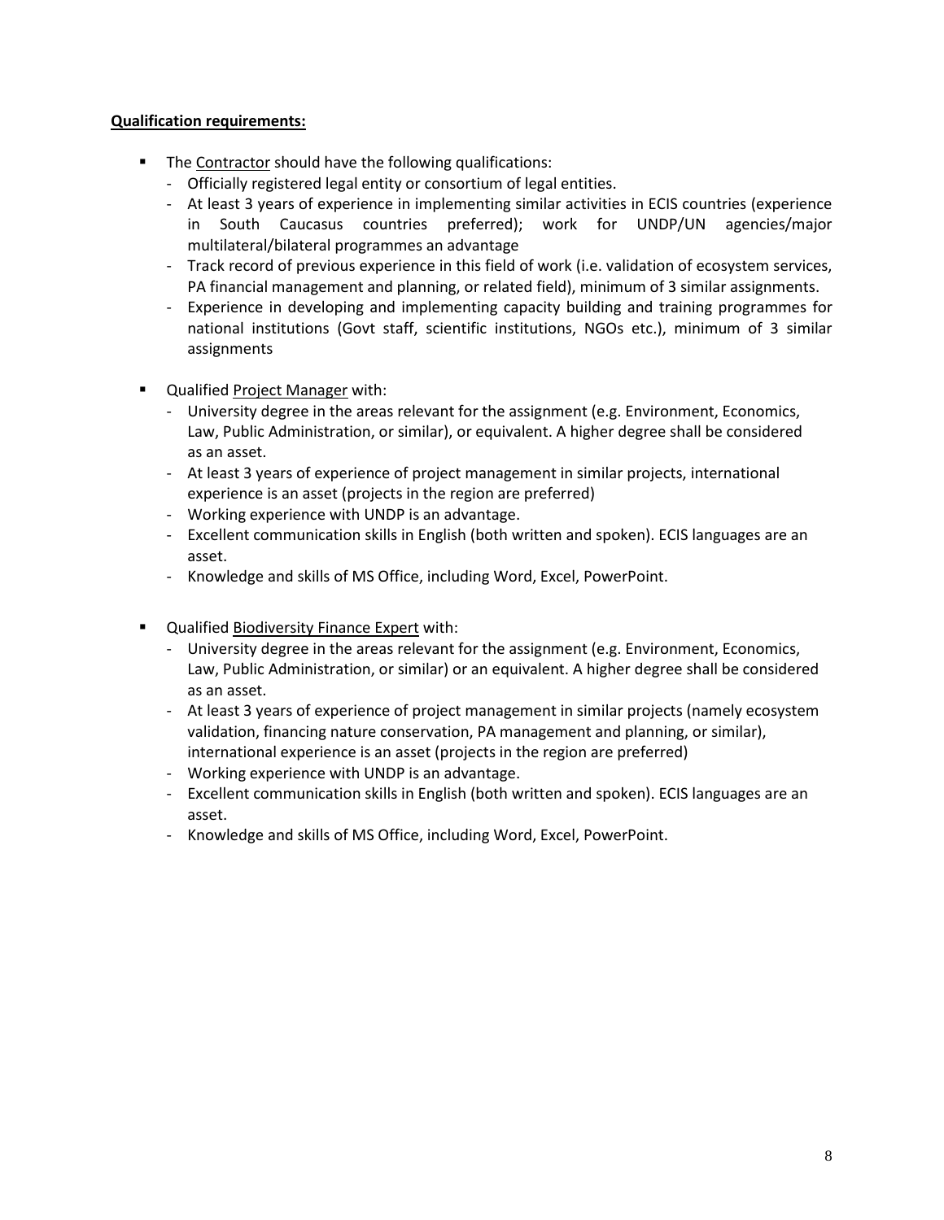**Qualification requirements:**

- The Contractor should have the following qualifications:
  - Officially registered legal entity or consortium of legal entities.
  - At least 3 years of experience in implementing similar activities in ECIS countries (experience in South Caucasus countries preferred); work for UNDP/UN agencies/major multilateral/bilateral programmes an advantage
  - Track record of previous experience in this field of work (i.e. validation of ecosystem services, PA financial management and planning, or related field), minimum of 3 similar assignments.
  - Experience in developing and implementing capacity building and training programmes for national institutions (Govt staff, scientific institutions, NGOs etc.), minimum of 3 similar assignments

- Qualified Project Manager with:
  - University degree in the areas relevant for the assignment (e.g. Environment, Economics, Law, Public Administration, or similar), or equivalent. A higher degree shall be considered as an asset.
  - At least 3 years of experience of project management in similar projects, international experience is an asset (projects in the region are preferred)
  - Working experience with UNDP is an advantage.
  - Excellent communication skills in English (both written and spoken). ECIS languages are an asset.
  - Knowledge and skills of MS Office, including Word, Excel, PowerPoint.

- Qualified Biodiversity Finance Expert with:
  - University degree in the areas relevant for the assignment (e.g. Environment, Economics, Law, Public Administration, or similar) or an equivalent. A higher degree shall be considered as an asset.
  - At least 3 years of experience of project management in similar projects (namely ecosystem validation, financing nature conservation, PA management and planning, or similar), international experience is an asset (projects in the region are preferred)
  - Working experience with UNDP is an advantage.
  - Excellent communication skills in English (both written and spoken). ECIS languages are an asset.
  - Knowledge and skills of MS Office, including Word, Excel, PowerPoint.